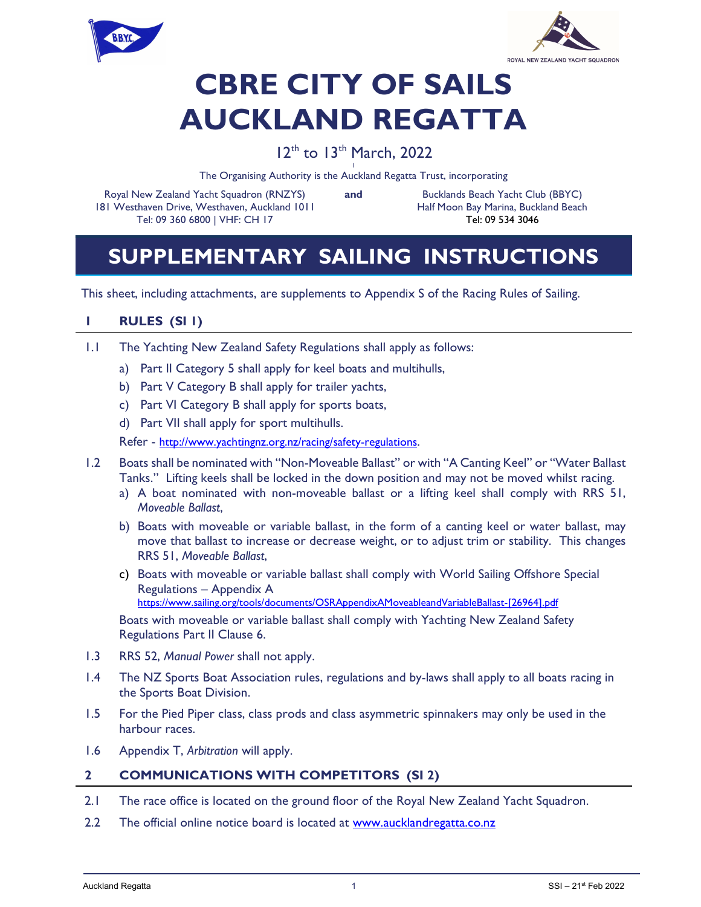ROYAL NEW ZEALAND YACHT SQUADRON

# CBRE CITY OF SAILS AUCKLAND REGATTA

12th to 13th March, 2022

The Organising Authority is the Auckland Regatta Trust, incorporating

Royal New Zealand Yacht Squadron (RNZYS)
181 Westhaven Drive, Westhaven, Auckland 1011
Tel: 09 360 6800 | VHF: CH 17

**and**

Bucklands Beach Yacht Club (BBYC)
Half Moon Bay Marina, Buckland Beach
Tel: 09 534 3046

# SUPPLEMENTARY SAILING INSTRUCTIONS

This sheet, including attachments, are supplements to Appendix S of the Racing Rules of Sailing.

## 1 RULES (SI 1)

1.1 The Yachting New Zealand Safety Regulations shall apply as follows:

a) Part II Category 5 shall apply for keel boats and multihulls,

b) Part V Category B shall apply for trailer yachts,

c) Part VI Category B shall apply for sports boats,

d) Part VII shall apply for sport multihulls.

Refer - http://www.yachtingnz.org.nz/racing/safety-regulations.

1.2 Boats shall be nominated with "Non-Moveable Ballast" or with "A Canting Keel" or "Water Ballast Tanks." Lifting keels shall be locked in the down position and may not be moved whilst racing.

a) A boat nominated with non-moveable ballast or a lifting keel shall comply with RRS 51, *Moveable Ballast*,

b) Boats with moveable or variable ballast, in the form of a canting keel or water ballast, may move that ballast to increase or decrease weight, or to adjust trim or stability. This changes RRS 51, *Moveable Ballast*,

c) Boats with moveable or variable ballast shall comply with World Sailing Offshore Special Regulations – Appendix A https://www.sailing.org/tools/documents/OSRAppendixAMoveableandVariableBallast-[26964].pdf

Boats with moveable or variable ballast shall comply with Yachting New Zealand Safety Regulations Part II Clause 6.

1.3 RRS 52, *Manual Power* shall not apply.

1.4 The NZ Sports Boat Association rules, regulations and by-laws shall apply to all boats racing in the Sports Boat Division.

1.5 For the Pied Piper class, class prods and class asymmetric spinnakers may only be used in the harbour races.

1.6 Appendix T, *Arbitration* will apply.

## 2 COMMUNICATIONS WITH COMPETITORS (SI 2)

2.1 The race office is located on the ground floor of the Royal New Zealand Yacht Squadron.

2.2 The official online notice board is located at www.aucklandregatta.co.nz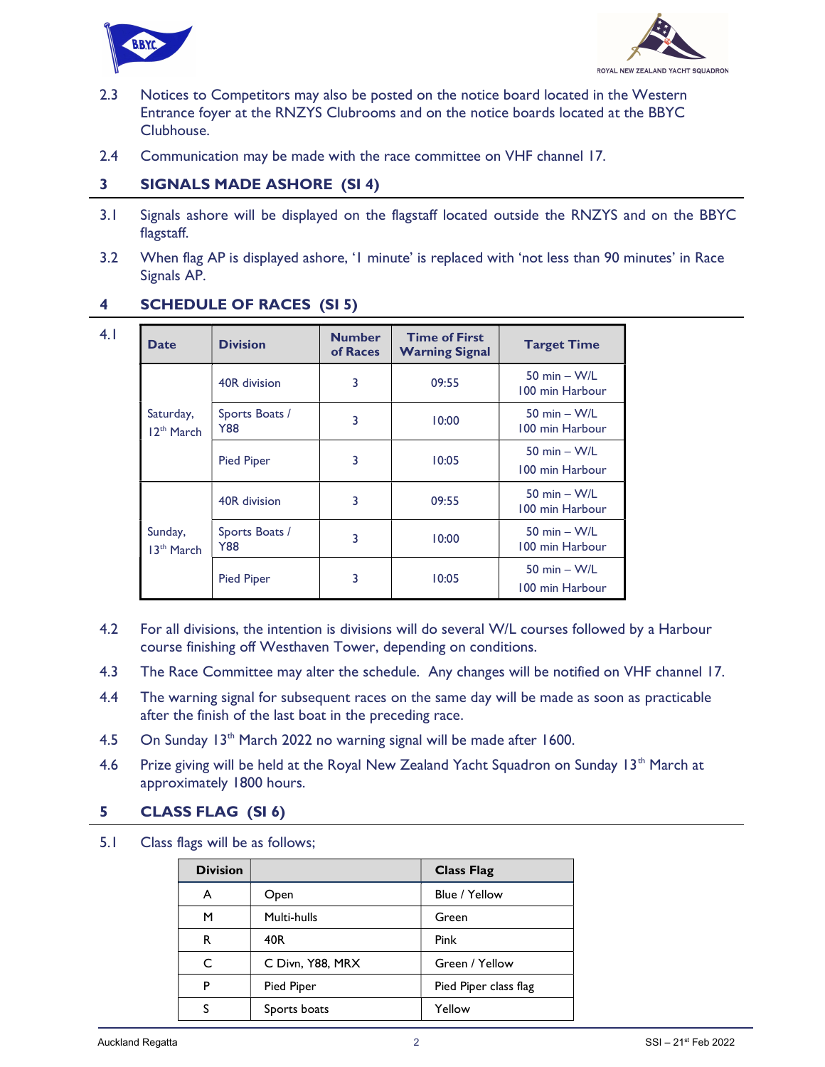2.3 Notices to Competitors may also be posted on the notice board located in the Western Entrance foyer at the RNZYS Clubrooms and on the notice boards located at the BBYC Clubhouse.

2.4 Communication may be made with the race committee on VHF channel 17.

## 3 SIGNALS MADE ASHORE (SI 4)

3.1 Signals ashore will be displayed on the flagstaff located outside the RNZYS and on the BBYC flagstaff.

3.2 When flag AP is displayed ashore, '1 minute' is replaced with 'not less than 90 minutes' in Race Signals AP.

## 4 SCHEDULE OF RACES (SI 5)

4.1

| Date | Division | Number of Races | Time of First Warning Signal | Target Time |
|---|---|---|---|---|
| Saturday, 12th March | 40R division | 3 | 09:55 | 50 min – W/L<br>100 min Harbour |
| | Sports Boats / Y88 | 3 | 10:00 | 50 min – W/L<br>100 min Harbour |
| | Pied Piper | 3 | 10:05 | 50 min – W/L<br>100 min Harbour |
| Sunday, 13th March | 40R division | 3 | 09:55 | 50 min – W/L<br>100 min Harbour |
| | Sports Boats / Y88 | 3 | 10:00 | 50 min – W/L<br>100 min Harbour |
| | Pied Piper | 3 | 10:05 | 50 min – W/L<br>100 min Harbour |

4.2 For all divisions, the intention is divisions will do several W/L courses followed by a Harbour course finishing off Westhaven Tower, depending on conditions.

4.3 The Race Committee may alter the schedule. Any changes will be notified on VHF channel 17.

4.4 The warning signal for subsequent races on the same day will be made as soon as practicable after the finish of the last boat in the preceding race.

4.5 On Sunday 13th March 2022 no warning signal will be made after 1600.

4.6 Prize giving will be held at the Royal New Zealand Yacht Squadron on Sunday 13th March at approximately 1800 hours.

## 5 CLASS FLAG (SI 6)

5.1 Class flags will be as follows;

| Division | | Class Flag |
|---|---|---|
| A | Open | Blue / Yellow |
| M | Multi-hulls | Green |
| R | 40R | Pink |
| C | C Divn, Y88, MRX | Green / Yellow |
| P | Pied Piper | Pied Piper class flag |
| S | Sports boats | Yellow |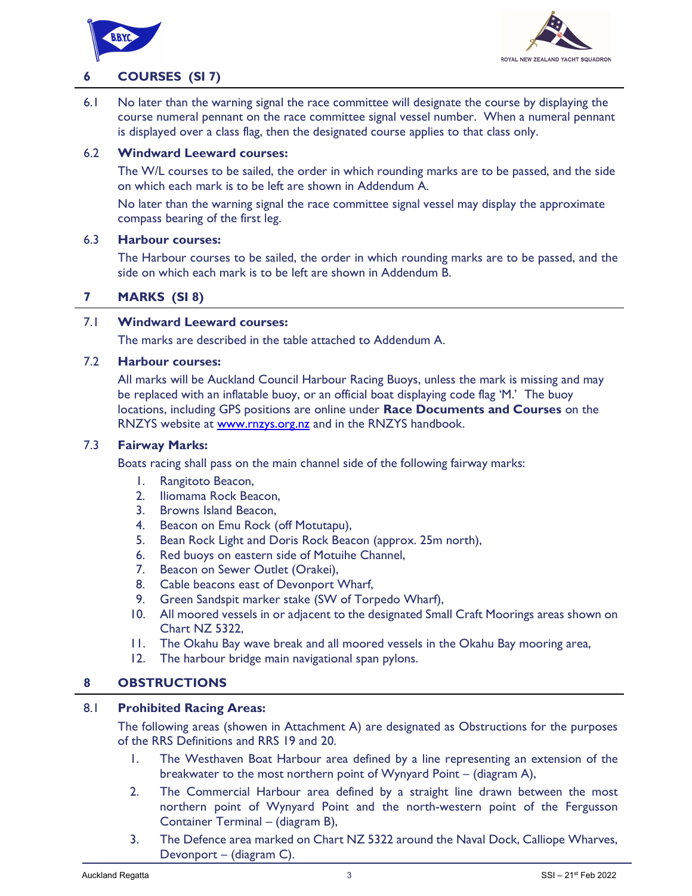## 6 COURSES (SI 7)

6.1 No later than the warning signal the race committee will designate the course by displaying the course numeral pennant on the race committee signal vessel number. When a numeral pennant is displayed over a class flag, then the designated course applies to that class only.

### 6.2 Windward Leeward courses:

The W/L courses to be sailed, the order in which rounding marks are to be passed, and the side on which each mark is to be left are shown in Addendum A.

No later than the warning signal the race committee signal vessel may display the approximate compass bearing of the first leg.

### 6.3 Harbour courses:

The Harbour courses to be sailed, the order in which rounding marks are to be passed, and the side on which each mark is to be left are shown in Addendum B.

## 7 MARKS (SI 8)

### 7.1 Windward Leeward courses:

The marks are described in the table attached to Addendum A.

### 7.2 Harbour courses:

All marks will be Auckland Council Harbour Racing Buoys, unless the mark is missing and may be replaced with an inflatable buoy, or an official boat displaying code flag 'M.' The buoy locations, including GPS positions are online under **Race Documents and Courses** on the RNZYS website at www.rnzys.org.nz and in the RNZYS handbook.

### 7.3 Fairway Marks:

Boats racing shall pass on the main channel side of the following fairway marks:

1. Rangitoto Beacon,
2. Iliomama Rock Beacon,
3. Browns Island Beacon,
4. Beacon on Emu Rock (off Motutapu),
5. Bean Rock Light and Doris Rock Beacon (approx. 25m north),
6. Red buoys on eastern side of Motuihe Channel,
7. Beacon on Sewer Outlet (Orakei),
8. Cable beacons east of Devonport Wharf,
9. Green Sandspit marker stake (SW of Torpedo Wharf),
10. All moored vessels in or adjacent to the designated Small Craft Moorings areas shown on Chart NZ 5322,
11. The Okahu Bay wave break and all moored vessels in the Okahu Bay mooring area,
12. The harbour bridge main navigational span pylons.

## 8 OBSTRUCTIONS

### 8.1 Prohibited Racing Areas:

The following areas (shown in Attachment A) are designated as Obstructions for the purposes of the RRS Definitions and RRS 19 and 20.

1. The Westhaven Boat Harbour area defined by a line representing an extension of the breakwater to the most northern point of Wynyard Point – (diagram A),
2. The Commercial Harbour area defined by a straight line drawn between the most northern point of Wynyard Point and the north-western point of the Fergusson Container Terminal – (diagram B),
3. The Defence area marked on Chart NZ 5322 around the Naval Dock, Calliope Wharves, Devonport – (diagram C).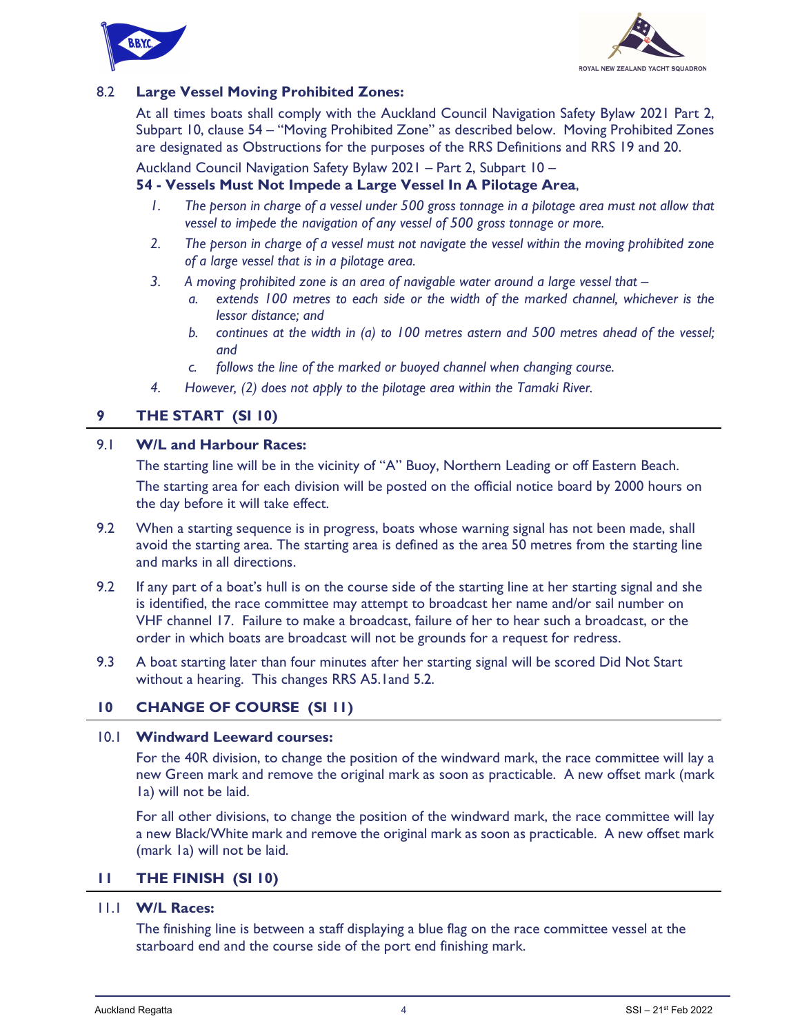8.2 **Large Vessel Moving Prohibited Zones:**

At all times boats shall comply with the Auckland Council Navigation Safety Bylaw 2021 Part 2, Subpart 10, clause 54 – "Moving Prohibited Zone" as described below. Moving Prohibited Zones are designated as Obstructions for the purposes of the RRS Definitions and RRS 19 and 20.

Auckland Council Navigation Safety Bylaw 2021 – Part 2, Subpart 10 –

**54 - Vessels Must Not Impede a Large Vessel In A Pilotage Area**,

1. *The person in charge of a vessel under 500 gross tonnage in a pilotage area must not allow that vessel to impede the navigation of any vessel of 500 gross tonnage or more.*
2. *The person in charge of a vessel must not navigate the vessel within the moving prohibited zone of a large vessel that is in a pilotage area.*
3. *A moving prohibited zone is an area of navigable water around a large vessel that –*
   a. *extends 100 metres to each side or the width of the marked channel, whichever is the lessor distance; and*
   b. *continues at the width in (a) to 100 metres astern and 500 metres ahead of the vessel; and*
   c. *follows the line of the marked or buoyed channel when changing course.*
4. *However, (2) does not apply to the pilotage area within the Tamaki River.*

## 9 THE START (SI 10)

9.1 **W/L and Harbour Races:**

The starting line will be in the vicinity of "A" Buoy, Northern Leading or off Eastern Beach.

The starting area for each division will be posted on the official notice board by 2000 hours on the day before it will take effect.

9.2 When a starting sequence is in progress, boats whose warning signal has not been made, shall avoid the starting area. The starting area is defined as the area 50 metres from the starting line and marks in all directions.

9.2 If any part of a boat's hull is on the course side of the starting line at her starting signal and she is identified, the race committee may attempt to broadcast her name and/or sail number on VHF channel 17. Failure to make a broadcast, failure of her to hear such a broadcast, or the order in which boats are broadcast will not be grounds for a request for redress.

9.3 A boat starting later than four minutes after her starting signal will be scored Did Not Start without a hearing. This changes RRS A5.1and 5.2.

## 10 CHANGE OF COURSE (SI 11)

10.1 **Windward Leeward courses:**

For the 40R division, to change the position of the windward mark, the race committee will lay a new Green mark and remove the original mark as soon as practicable. A new offset mark (mark 1a) will not be laid.

For all other divisions, to change the position of the windward mark, the race committee will lay a new Black/White mark and remove the original mark as soon as practicable. A new offset mark (mark 1a) will not be laid.

## 11 THE FINISH (SI 10)

11.1 **W/L Races:**

The finishing line is between a staff displaying a blue flag on the race committee vessel at the starboard end and the course side of the port end finishing mark.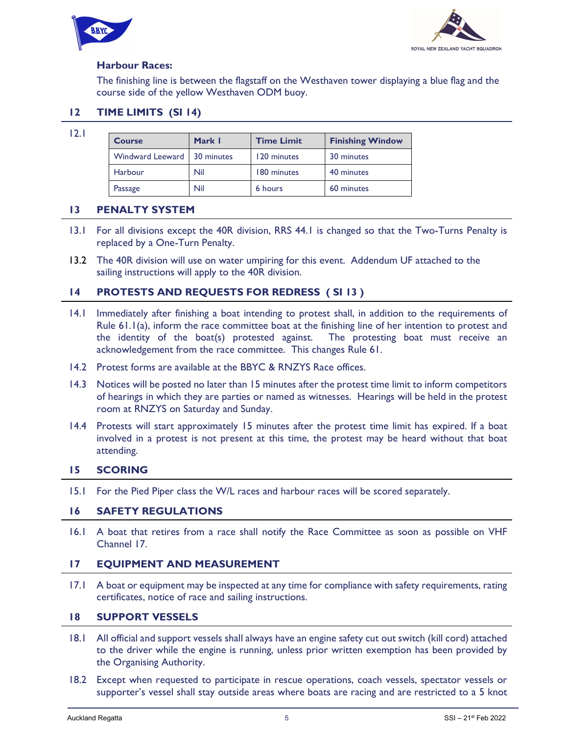**Harbour Races:**

The finishing line is between the flagstaff on the Westhaven tower displaying a blue flag and the course side of the yellow Westhaven ODM buoy.

## 12 TIME LIMITS (SI 14)

12.1

| Course | Mark 1 | Time Limit | Finishing Window |
|---|---|---|---|
| Windward Leeward | 30 minutes | 120 minutes | 30 minutes |
| Harbour | Nil | 180 minutes | 40 minutes |
| Passage | Nil | 6 hours | 60 minutes |

## 13 PENALTY SYSTEM

13.1 For all divisions except the 40R division, RRS 44.1 is changed so that the Two-Turns Penalty is replaced by a One-Turn Penalty.

13.2 The 40R division will use on water umpiring for this event. Addendum UF attached to the sailing instructions will apply to the 40R division.

## 14 PROTESTS AND REQUESTS FOR REDRESS ( SI 13 )

14.1 Immediately after finishing a boat intending to protest shall, in addition to the requirements of Rule 61.1(a), inform the race committee boat at the finishing line of her intention to protest and the identity of the boat(s) protested against. The protesting boat must receive an acknowledgement from the race committee. This changes Rule 61.

14.2 Protest forms are available at the BBYC & RNZYS Race offices.

14.3 Notices will be posted no later than 15 minutes after the protest time limit to inform competitors of hearings in which they are parties or named as witnesses. Hearings will be held in the protest room at RNZYS on Saturday and Sunday.

14.4 Protests will start approximately 15 minutes after the protest time limit has expired. If a boat involved in a protest is not present at this time, the protest may be heard without that boat attending.

## 15 SCORING

15.1 For the Pied Piper class the W/L races and harbour races will be scored separately.

## 16 SAFETY REGULATIONS

16.1 A boat that retires from a race shall notify the Race Committee as soon as possible on VHF Channel 17.

## 17 EQUIPMENT AND MEASUREMENT

17.1 A boat or equipment may be inspected at any time for compliance with safety requirements, rating certificates, notice of race and sailing instructions.

## 18 SUPPORT VESSELS

18.1 All official and support vessels shall always have an engine safety cut out switch (kill cord) attached to the driver while the engine is running, unless prior written exemption has been provided by the Organising Authority.

18.2 Except when requested to participate in rescue operations, coach vessels, spectator vessels or supporter's vessel shall stay outside areas where boats are racing and are restricted to a 5 knot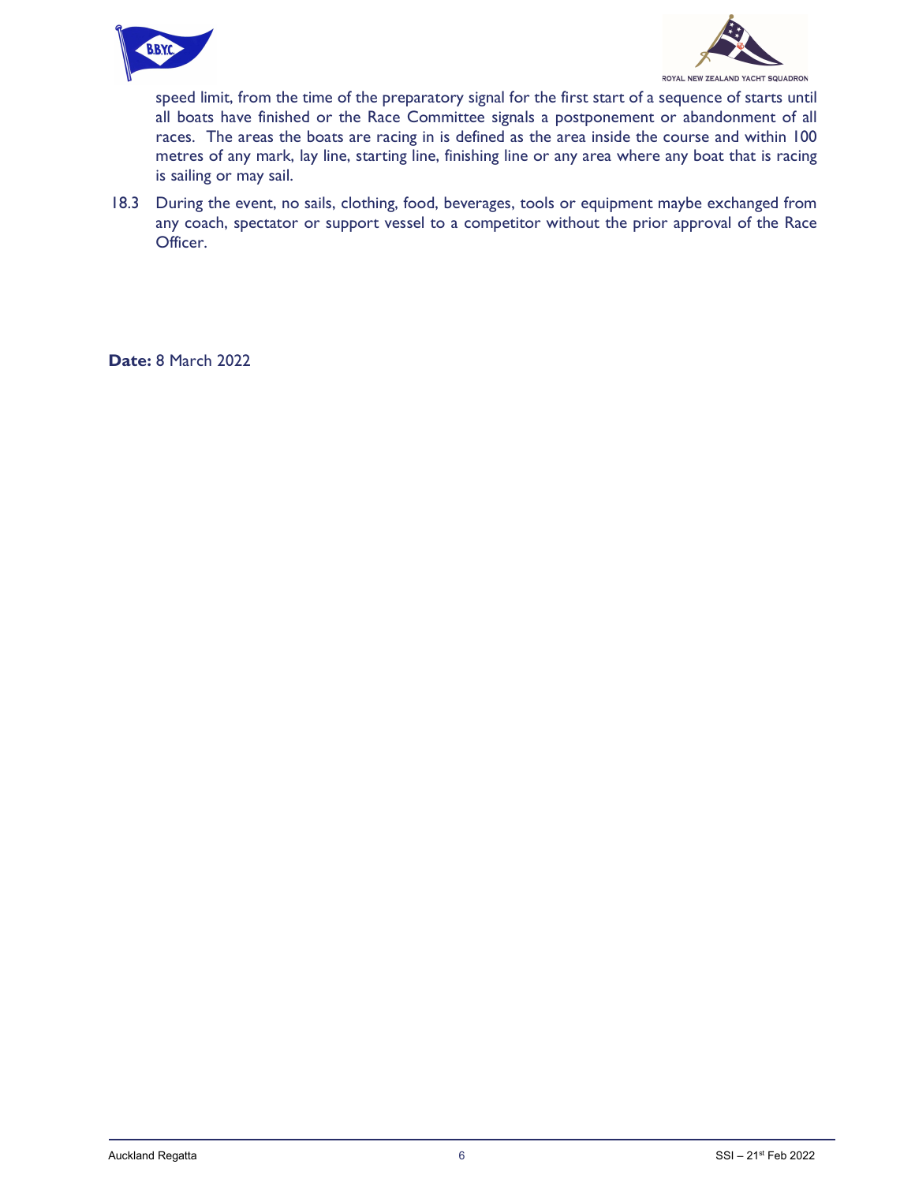speed limit, from the time of the preparatory signal for the first start of a sequence of starts until all boats have finished or the Race Committee signals a postponement or abandonment of all races. The areas the boats are racing in is defined as the area inside the course and within 100 metres of any mark, lay line, starting line, finishing line or any area where any boat that is racing is sailing or may sail.

18.3 During the event, no sails, clothing, food, beverages, tools or equipment maybe exchanged from any coach, spectator or support vessel to a competitor without the prior approval of the Race Officer.

**Date:** 8 March 2022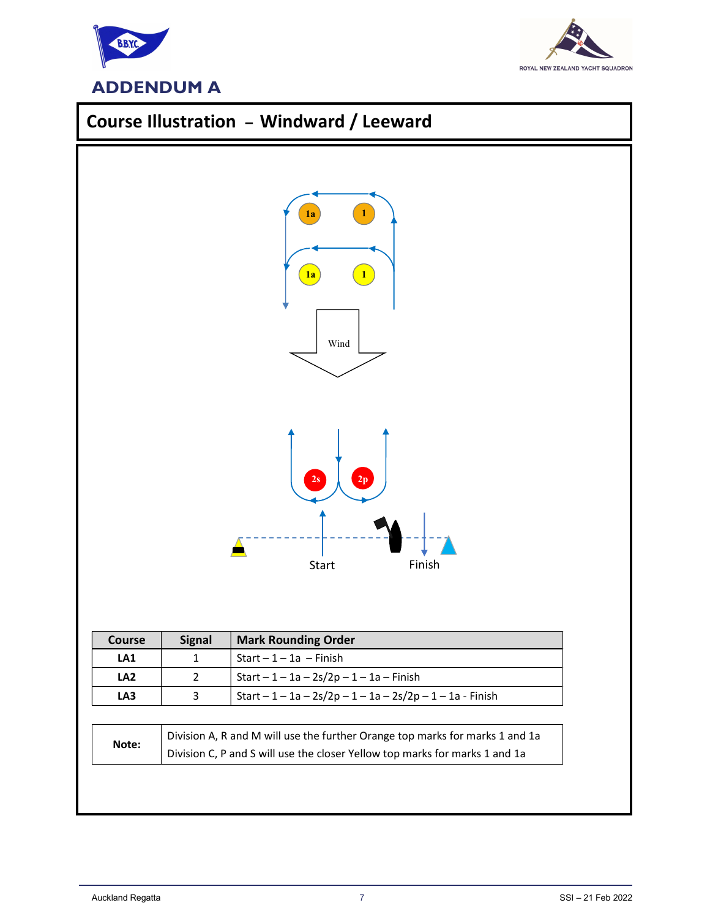# ADDENDUM A

## Course Illustration – Windward / Leeward

1a 1

1a 1

Wind

2s 2p

Start Finish

| Course | Signal | Mark Rounding Order |
|---|---|---|
| LA1 | 1 | Start – 1 – 1a – Finish |
| LA2 | 2 | Start – 1 – 1a – 2s/2p – 1 – 1a – Finish |
| LA3 | 3 | Start – 1 – 1a – 2s/2p – 1 – 1a – 2s/2p – 1 – 1a - Finish |

| Note: | Division A, R and M will use the further Orange top marks for marks 1 and 1a<br>Division C, P and S will use the closer Yellow top marks for marks 1 and 1a |
|---|---|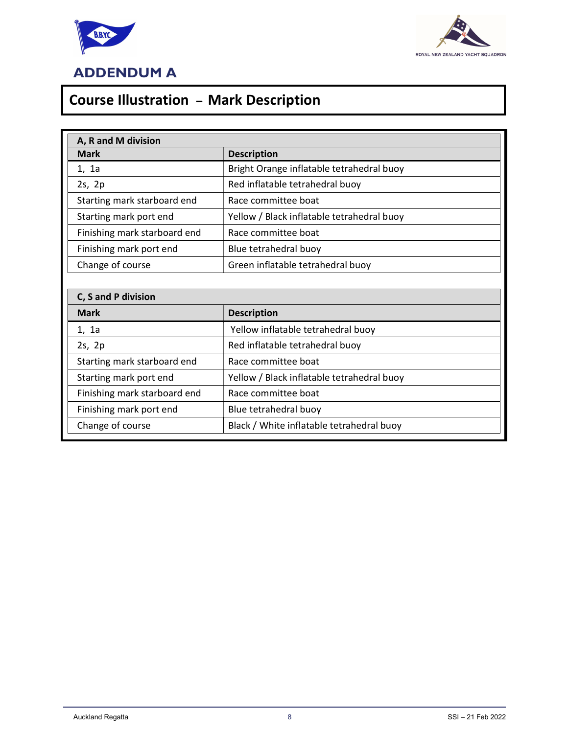# ADDENDUM A

## Course Illustration – Mark Description

| A, R and M division | |
|---|---|
| **Mark** | **Description** |
| 1, 1a | Bright Orange inflatable tetrahedral buoy |
| 2s, 2p | Red inflatable tetrahedral buoy |
| Starting mark starboard end | Race committee boat |
| Starting mark port end | Yellow / Black inflatable tetrahedral buoy |
| Finishing mark starboard end | Race committee boat |
| Finishing mark port end | Blue tetrahedral buoy |
| Change of course | Green inflatable tetrahedral buoy |

| C, S and P division | |
|---|---|
| **Mark** | **Description** |
| 1, 1a | Yellow inflatable tetrahedral buoy |
| 2s, 2p | Red inflatable tetrahedral buoy |
| Starting mark starboard end | Race committee boat |
| Starting mark port end | Yellow / Black inflatable tetrahedral buoy |
| Finishing mark starboard end | Race committee boat |
| Finishing mark port end | Blue tetrahedral buoy |
| Change of course | Black / White inflatable tetrahedral buoy |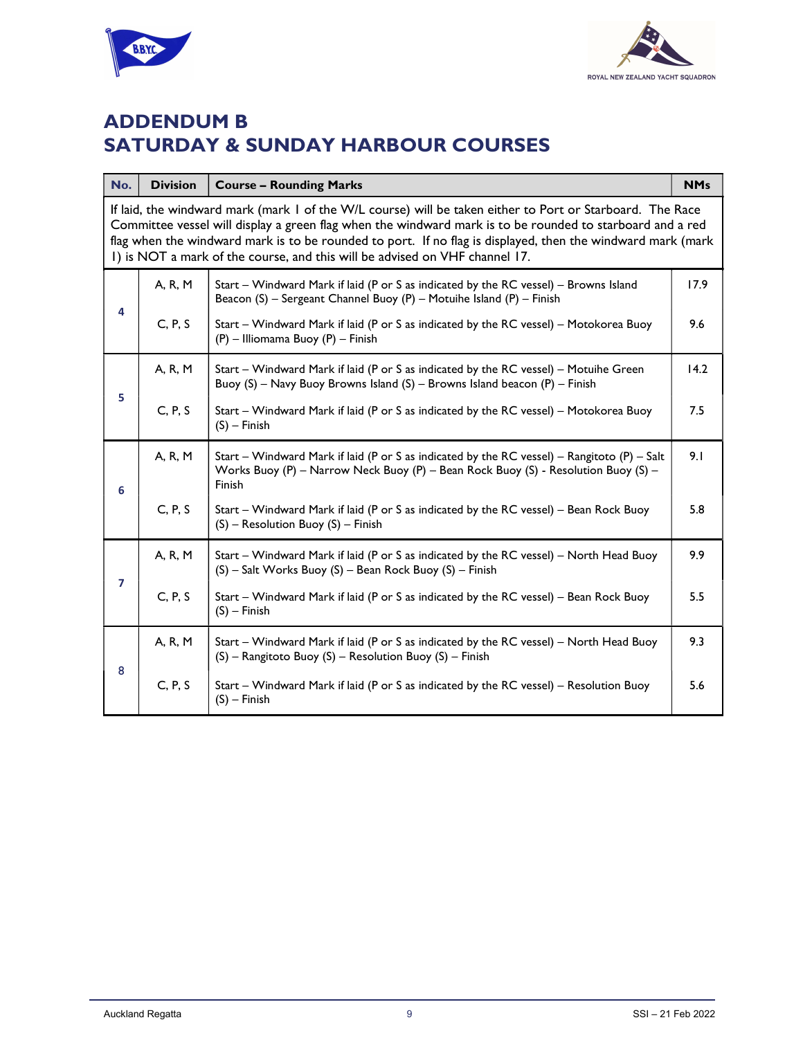# ADDENDUM B
# SATURDAY & SUNDAY HARBOUR COURSES

| No. | Division | Course – Rounding Marks | NMs |
|---|---|---|---|
| | | If laid, the windward mark (mark 1 of the W/L course) will be taken either to Port or Starboard. The Race Committee vessel will display a green flag when the windward mark is to be rounded to starboard and a red flag when the windward mark is to be rounded to port. If no flag is displayed, then the windward mark (mark 1) is NOT a mark of the course, and this will be advised on VHF channel 17. | |
| 4 | A, R, M | Start – Windward Mark if laid (P or S as indicated by the RC vessel) – Browns Island Beacon (S) – Sergeant Channel Buoy (P) – Motuihe Island (P) – Finish | 17.9 |
| | C, P, S | Start – Windward Mark if laid (P or S as indicated by the RC vessel) – Motokorea Buoy (P) – Illiomama Buoy (P) – Finish | 9.6 |
| 5 | A, R, M | Start – Windward Mark if laid (P or S as indicated by the RC vessel) – Motuihe Green Buoy (S) – Navy Buoy Browns Island (S) – Browns Island beacon (P) – Finish | 14.2 |
| | C, P, S | Start – Windward Mark if laid (P or S as indicated by the RC vessel) – Motokorea Buoy (S) – Finish | 7.5 |
| 6 | A, R, M | Start – Windward Mark if laid (P or S as indicated by the RC vessel) – Rangitoto (P) – Salt Works Buoy (P) – Narrow Neck Buoy (P) – Bean Rock Buoy (S) - Resolution Buoy (S) – Finish | 9.1 |
| | C, P, S | Start – Windward Mark if laid (P or S as indicated by the RC vessel) – Bean Rock Buoy (S) – Resolution Buoy (S) – Finish | 5.8 |
| 7 | A, R, M | Start – Windward Mark if laid (P or S as indicated by the RC vessel) – North Head Buoy (S) – Salt Works Buoy (S) – Bean Rock Buoy (S) – Finish | 9.9 |
| | C, P, S | Start – Windward Mark if laid (P or S as indicated by the RC vessel) – Bean Rock Buoy (S) – Finish | 5.5 |
| 8 | A, R, M | Start – Windward Mark if laid (P or S as indicated by the RC vessel) – North Head Buoy (S) – Rangitoto Buoy (S) – Resolution Buoy (S) – Finish | 9.3 |
| | C, P, S | Start – Windward Mark if laid (P or S as indicated by the RC vessel) – Resolution Buoy (S) – Finish | 5.6 |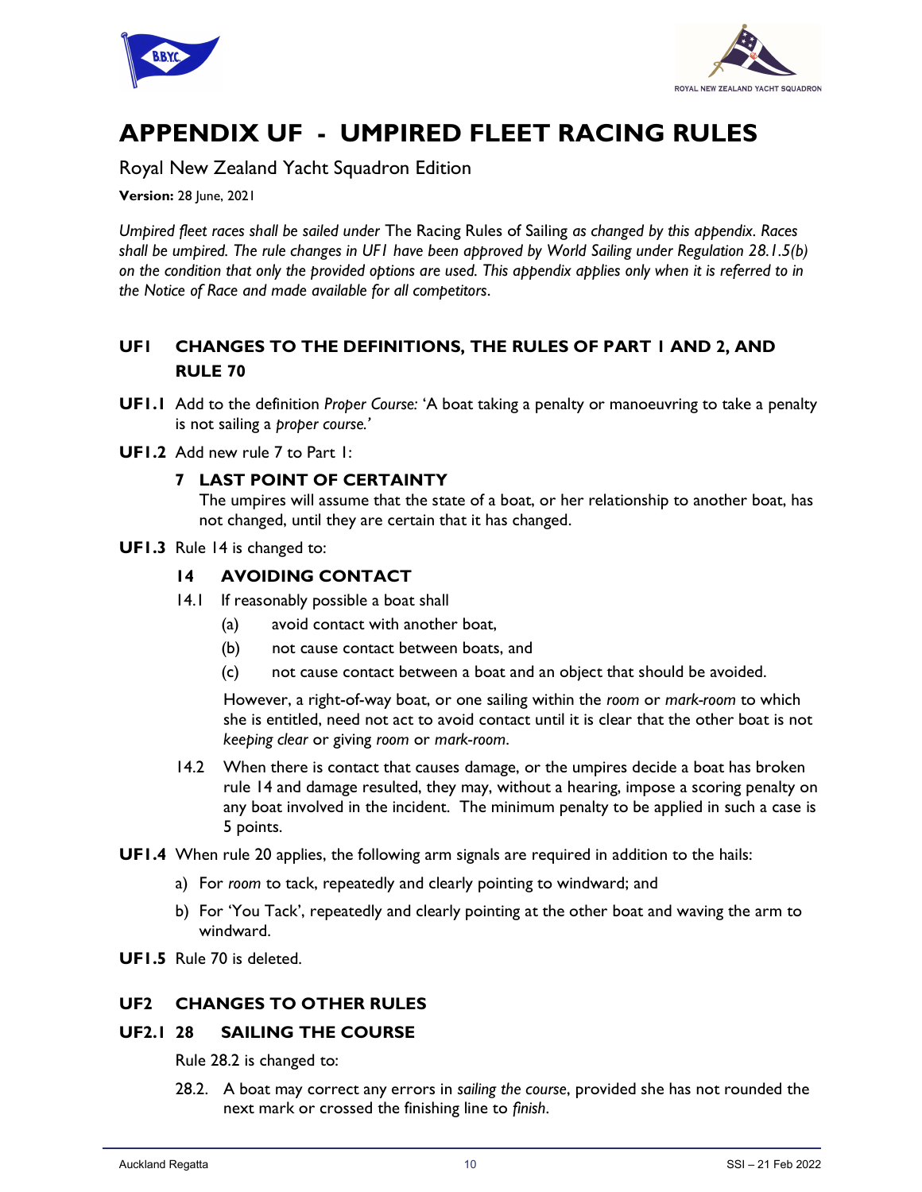# APPENDIX UF - UMPIRED FLEET RACING RULES

Royal New Zealand Yacht Squadron Edition

**Version:** 28 June, 2021

*Umpired fleet races shall be sailed under* The Racing Rules of Sailing *as changed by this appendix. Races shall be umpired. The rule changes in UF1 have been approved by World Sailing under Regulation 28.1.5(b) on the condition that only the provided options are used. This appendix applies only when it is referred to in the Notice of Race and made available for all competitors.*

## UF1 CHANGES TO THE DEFINITIONS, THE RULES OF PART 1 AND 2, AND RULE 70

**UF1.1** Add to the definition *Proper Course:* 'A boat taking a penalty or manoeuvring to take a penalty is not sailing a *proper course.'*

**UF1.2** Add new rule 7 to Part 1:

### 7 LAST POINT OF CERTAINTY

The umpires will assume that the state of a boat, or her relationship to another boat, has not changed, until they are certain that it has changed.

**UF1.3** Rule 14 is changed to:

### 14 AVOIDING CONTACT

14.1 If reasonably possible a boat shall

- (a) avoid contact with another boat,
- (b) not cause contact between boats, and
- (c) not cause contact between a boat and an object that should be avoided.

However, a right-of-way boat, or one sailing within the *room* or *mark-room* to which she is entitled, need not act to avoid contact until it is clear that the other boat is not *keeping clear* or giving *room* or *mark-room*.

14.2 When there is contact that causes damage, or the umpires decide a boat has broken rule 14 and damage resulted, they may, without a hearing, impose a scoring penalty on any boat involved in the incident. The minimum penalty to be applied in such a case is 5 points.

**UF1.4** When rule 20 applies, the following arm signals are required in addition to the hails:

- a) For *room* to tack, repeatedly and clearly pointing to windward; and
- b) For 'You Tack', repeatedly and clearly pointing at the other boat and waving the arm to windward.

**UF1.5** Rule 70 is deleted.

## UF2 CHANGES TO OTHER RULES

### UF2.1 28 SAILING THE COURSE

Rule 28.2 is changed to:

28.2. A boat may correct any errors in *sailing the course*, provided she has not rounded the next mark or crossed the finishing line to *finish*.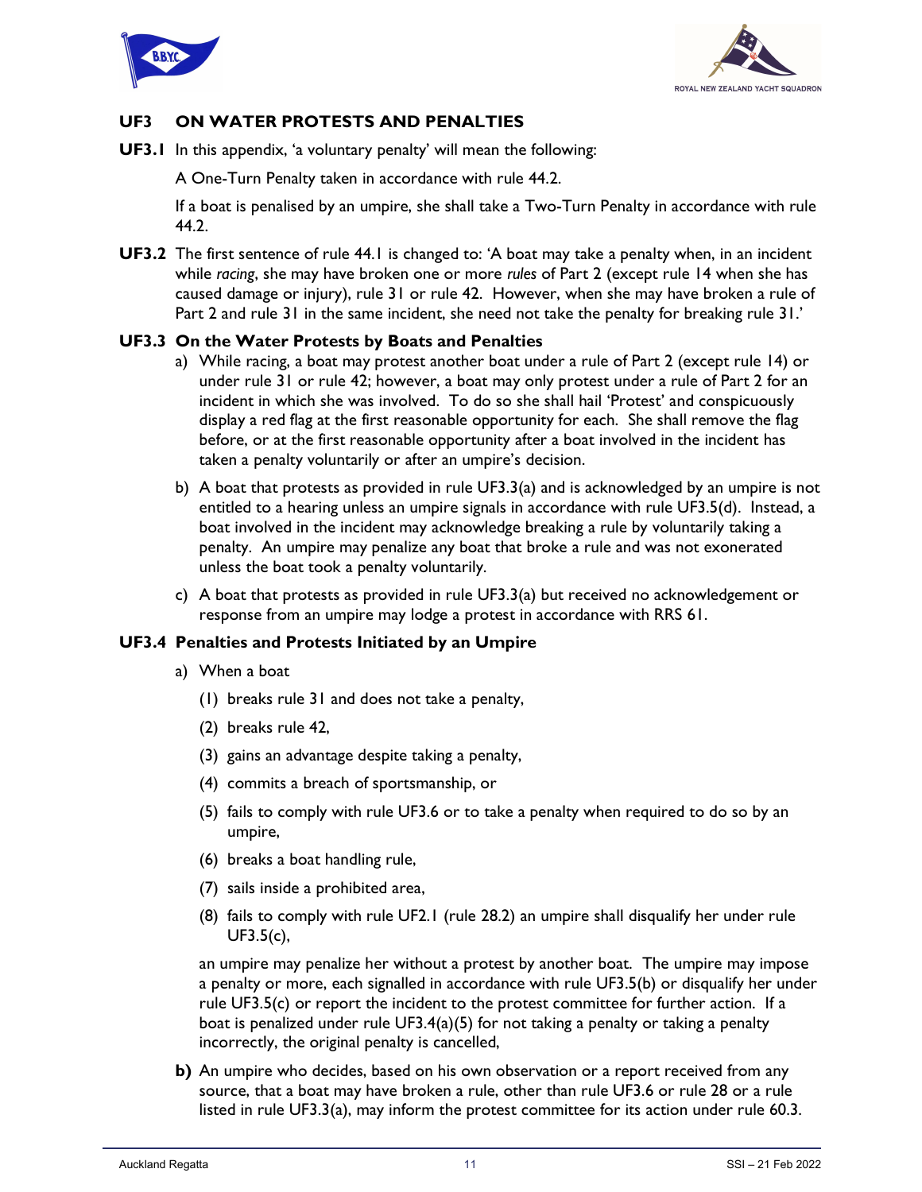## UF3 ON WATER PROTESTS AND PENALTIES

**UF3.1** In this appendix, 'a voluntary penalty' will mean the following:

A One-Turn Penalty taken in accordance with rule 44.2.

If a boat is penalised by an umpire, she shall take a Two-Turn Penalty in accordance with rule 44.2.

**UF3.2** The first sentence of rule 44.1 is changed to: 'A boat may take a penalty when, in an incident while *racing*, she may have broken one or more *rules* of Part 2 (except rule 14 when she has caused damage or injury), rule 31 or rule 42. However, when she may have broken a rule of Part 2 and rule 31 in the same incident, she need not take the penalty for breaking rule 31.'

**UF3.3 On the Water Protests by Boats and Penalties**

a) While racing, a boat may protest another boat under a rule of Part 2 (except rule 14) or under rule 31 or rule 42; however, a boat may only protest under a rule of Part 2 for an incident in which she was involved. To do so she shall hail 'Protest' and conspicuously display a red flag at the first reasonable opportunity for each. She shall remove the flag before, or at the first reasonable opportunity after a boat involved in the incident has taken a penalty voluntarily or after an umpire's decision.

b) A boat that protests as provided in rule UF3.3(a) and is acknowledged by an umpire is not entitled to a hearing unless an umpire signals in accordance with rule UF3.5(d). Instead, a boat involved in the incident may acknowledge breaking a rule by voluntarily taking a penalty. An umpire may penalize any boat that broke a rule and was not exonerated unless the boat took a penalty voluntarily.

c) A boat that protests as provided in rule UF3.3(a) but received no acknowledgement or response from an umpire may lodge a protest in accordance with RRS 61.

**UF3.4 Penalties and Protests Initiated by an Umpire**

a) When a boat

(1) breaks rule 31 and does not take a penalty,

(2) breaks rule 42,

(3) gains an advantage despite taking a penalty,

(4) commits a breach of sportsmanship, or

(5) fails to comply with rule UF3.6 or to take a penalty when required to do so by an umpire,

(6) breaks a boat handling rule,

(7) sails inside a prohibited area,

(8) fails to comply with rule UF2.1 (rule 28.2) an umpire shall disqualify her under rule UF3.5(c),

an umpire may penalize her without a protest by another boat. The umpire may impose a penalty or more, each signalled in accordance with rule UF3.5(b) or disqualify her under rule UF3.5(c) or report the incident to the protest committee for further action. If a boat is penalized under rule UF3.4(a)(5) for not taking a penalty or taking a penalty incorrectly, the original penalty is cancelled,

**b)** An umpire who decides, based on his own observation or a report received from any source, that a boat may have broken a rule, other than rule UF3.6 or rule 28 or a rule listed in rule UF3.3(a), may inform the protest committee for its action under rule 60.3.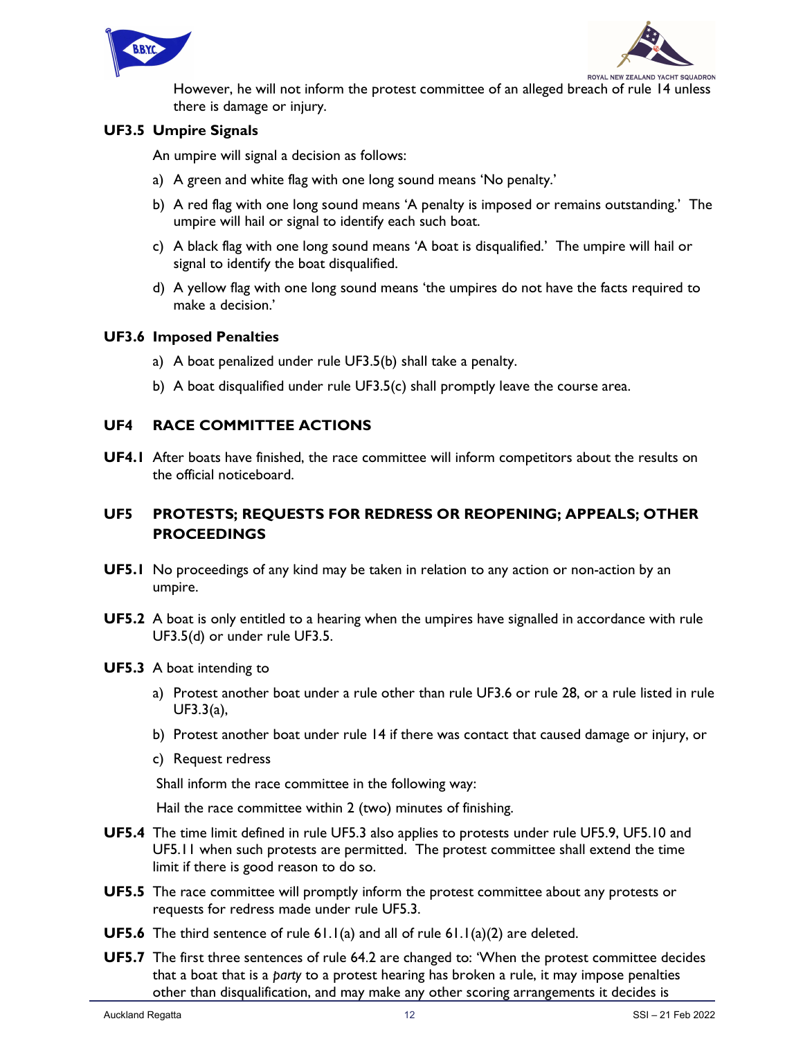However, he will not inform the protest committee of an alleged breach of rule 14 unless there is damage or injury.

**UF3.5 Umpire Signals**

An umpire will signal a decision as follows:

a) A green and white flag with one long sound means 'No penalty.'

b) A red flag with one long sound means 'A penalty is imposed or remains outstanding.' The umpire will hail or signal to identify each such boat.

c) A black flag with one long sound means 'A boat is disqualified.' The umpire will hail or signal to identify the boat disqualified.

d) A yellow flag with one long sound means 'the umpires do not have the facts required to make a decision.'

**UF3.6 Imposed Penalties**

a) A boat penalized under rule UF3.5(b) shall take a penalty.

b) A boat disqualified under rule UF3.5(c) shall promptly leave the course area.

## UF4 RACE COMMITTEE ACTIONS

**UF4.1** After boats have finished, the race committee will inform competitors about the results on the official noticeboard.

## UF5 PROTESTS; REQUESTS FOR REDRESS OR REOPENING; APPEALS; OTHER PROCEEDINGS

**UF5.1** No proceedings of any kind may be taken in relation to any action or non-action by an umpire.

**UF5.2** A boat is only entitled to a hearing when the umpires have signalled in accordance with rule UF3.5(d) or under rule UF3.5.

**UF5.3** A boat intending to

a) Protest another boat under a rule other than rule UF3.6 or rule 28, or a rule listed in rule UF3.3(a),

b) Protest another boat under rule 14 if there was contact that caused damage or injury, or

c) Request redress

Shall inform the race committee in the following way:

Hail the race committee within 2 (two) minutes of finishing.

**UF5.4** The time limit defined in rule UF5.3 also applies to protests under rule UF5.9, UF5.10 and UF5.11 when such protests are permitted. The protest committee shall extend the time limit if there is good reason to do so.

**UF5.5** The race committee will promptly inform the protest committee about any protests or requests for redress made under rule UF5.3.

**UF5.6** The third sentence of rule 61.1(a) and all of rule 61.1(a)(2) are deleted.

**UF5.7** The first three sentences of rule 64.2 are changed to: 'When the protest committee decides that a boat that is a *party* to a protest hearing has broken a rule, it may impose penalties other than disqualification, and may make any other scoring arrangements it decides is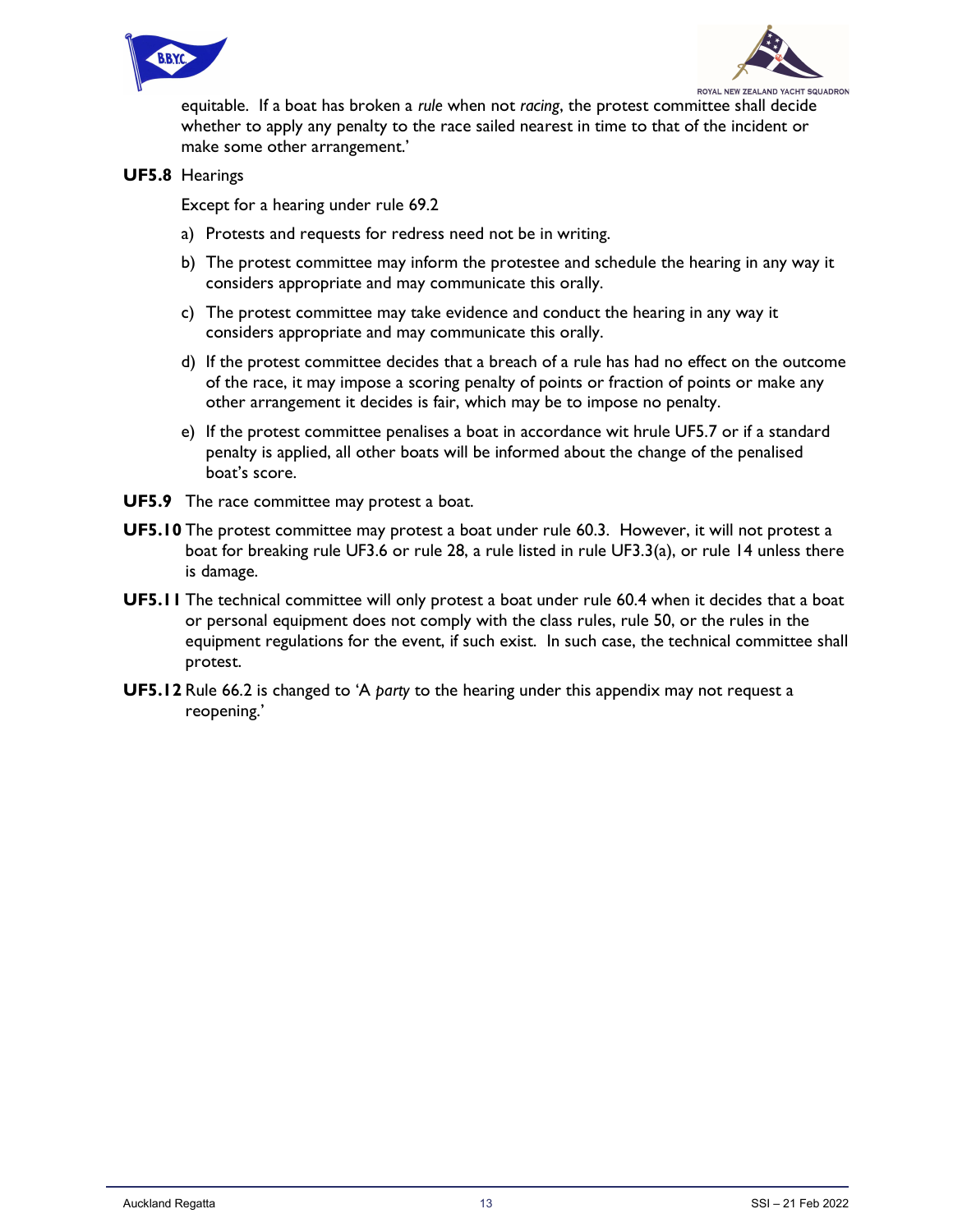equitable. If a boat has broken a *rule* when not *racing*, the protest committee shall decide whether to apply any penalty to the race sailed nearest in time to that of the incident or make some other arrangement.'

**UF5.8** Hearings

Except for a hearing under rule 69.2

a) Protests and requests for redress need not be in writing.

b) The protest committee may inform the protestee and schedule the hearing in any way it considers appropriate and may communicate this orally.

c) The protest committee may take evidence and conduct the hearing in any way it considers appropriate and may communicate this orally.

d) If the protest committee decides that a breach of a rule has had no effect on the outcome of the race, it may impose a scoring penalty of points or fraction of points or make any other arrangement it decides is fair, which may be to impose no penalty.

e) If the protest committee penalises a boat in accordance wit hrule UF5.7 or if a standard penalty is applied, all other boats will be informed about the change of the penalised boat's score.

**UF5.9** The race committee may protest a boat.

**UF5.10** The protest committee may protest a boat under rule 60.3. However, it will not protest a boat for breaking rule UF3.6 or rule 28, a rule listed in rule UF3.3(a), or rule 14 unless there is damage.

**UF5.11** The technical committee will only protest a boat under rule 60.4 when it decides that a boat or personal equipment does not comply with the class rules, rule 50, or the rules in the equipment regulations for the event, if such exist. In such case, the technical committee shall protest.

**UF5.12** Rule 66.2 is changed to 'A *party* to the hearing under this appendix may not request a reopening.'